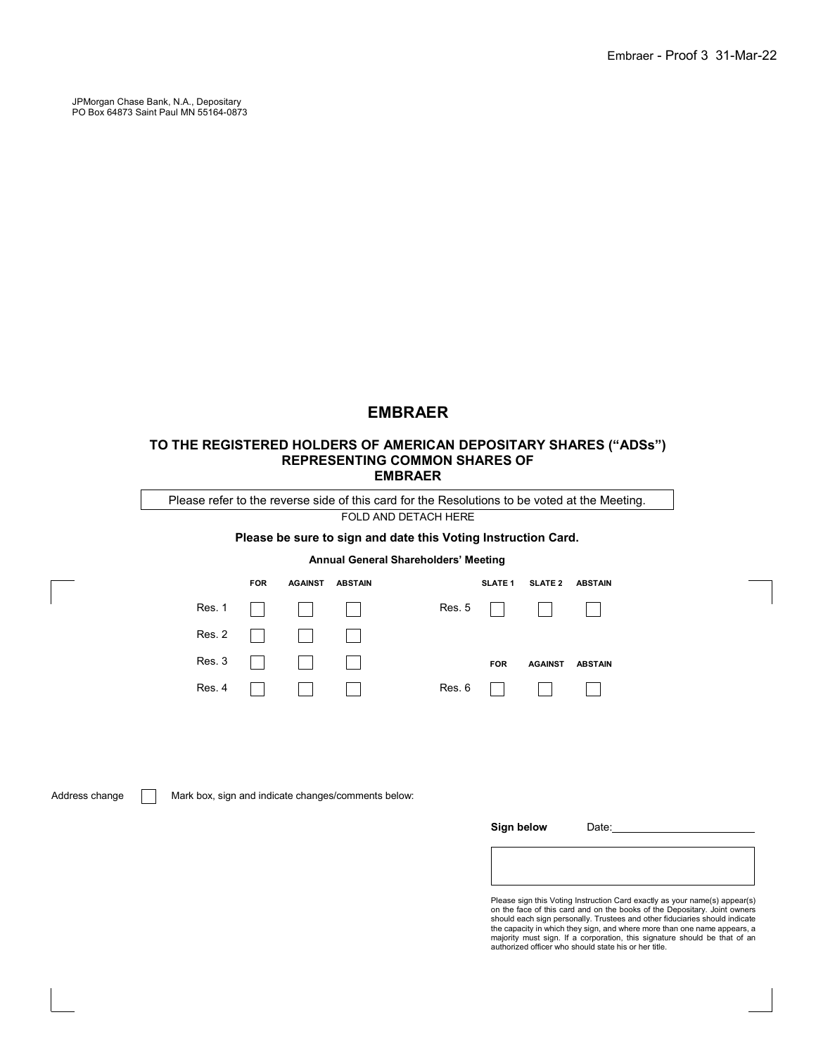Embraer - Proof 3 31-Mar-22

JPMorgan Chase Bank, N.A., Depositary
PO Box 64873 Saint Paul MN 55164-0873

# EMBRAER

## TO THE REGISTERED HOLDERS OF AMERICAN DEPOSITARY SHARES (“ADSs”) REPRESENTING COMMON SHARES OF EMBRAER

Please refer to the reverse side of this card for the Resolutions to be voted at the Meeting.

FOLD AND DETACH HERE

**Please be sure to sign and date this Voting Instruction Card.**

**Annual General Shareholders’ Meeting**

| | FOR | AGAINST | ABSTAIN |
|---|---|---|---|
| Res. 1 | ☐ | ☐ | ☐ |
| Res. 2 | ☐ | ☐ | ☐ |
| Res. 3 | ☐ | ☐ | ☐ |
| Res. 4 | ☐ | ☐ | ☐ |

| | SLATE 1 | SLATE 2 | ABSTAIN |
|---|---|---|---|
| Res. 5 | ☐ | ☐ | ☐ |

| | FOR | AGAINST | ABSTAIN |
|---|---|---|---|
| Res. 6 | ☐ | ☐ | ☐ |

Address change ☐ Mark box, sign and indicate changes/comments below:

**Sign below** Date:____________________

Please sign this Voting Instruction Card exactly as your name(s) appear(s) on the face of this card and on the books of the Depositary. Joint owners should each sign personally. Trustees and other fiduciaries should indicate the capacity in which they sign, and where more than one name appears, a majority must sign. If a corporation, this signature should be that of an authorized officer who should state his or her title.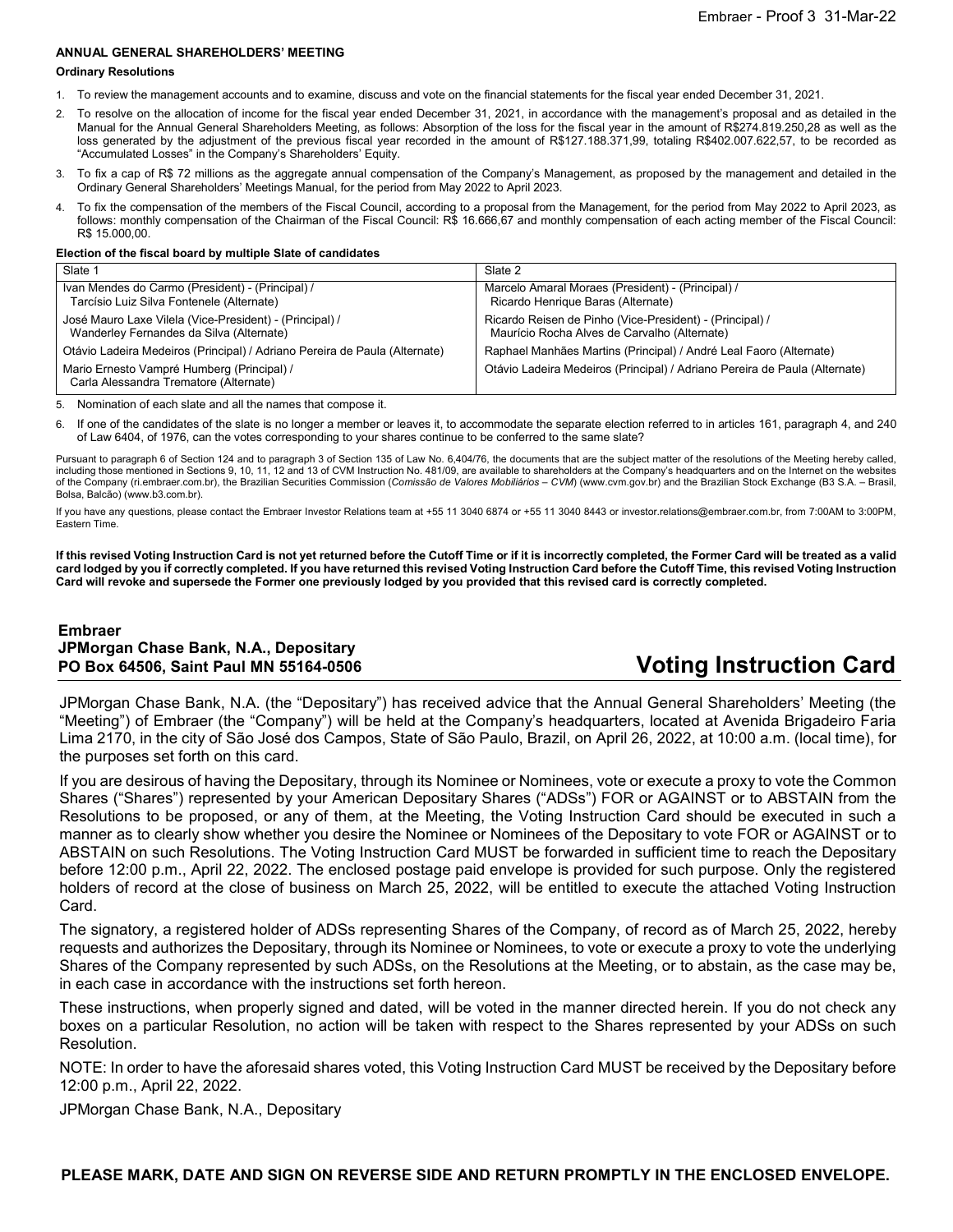**ANNUAL GENERAL SHAREHOLDERS' MEETING**

**Ordinary Resolutions**

1. To review the management accounts and to examine, discuss and vote on the financial statements for the fiscal year ended December 31, 2021.
2. To resolve on the allocation of income for the fiscal year ended December 31, 2021, in accordance with the management's proposal and as detailed in the Manual for the Annual General Shareholders Meeting, as follows: Absorption of the loss for the fiscal year in the amount of R$274.819.250,28 as well as the loss generated by the adjustment of the previous fiscal year recorded in the amount of R$127.188.371,99, totaling R$402.007.622,57, to be recorded as "Accumulated Losses" in the Company's Shareholders' Equity.
3. To fix a cap of R$ 72 millions as the aggregate annual compensation of the Company's Management, as proposed by the management and detailed in the Ordinary General Shareholders' Meetings Manual, for the period from May 2022 to April 2023.
4. To fix the compensation of the members of the Fiscal Council, according to a proposal from the Management, for the period from May 2022 to April 2023, as follows: monthly compensation of the Chairman of the Fiscal Council: R$ 16.666,67 and monthly compensation of each acting member of the Fiscal Council: R$ 15.000,00.

**Election of the fiscal board by multiple Slate of candidates**

| Slate 1 | Slate 2 |
|---|---|
| Ivan Mendes do Carmo (President) - (Principal) / Tarcísio Luiz Silva Fontenele (Alternate) | Marcelo Amaral Moraes (President) - (Principal) / Ricardo Henrique Baras (Alternate) |
| José Mauro Laxe Vilela (Vice-President) - (Principal) / Wanderley Fernandes da Silva (Alternate) | Ricardo Reisen de Pinho (Vice-President) - (Principal) / Maurício Rocha Alves de Carvalho (Alternate) |
| Otávio Ladeira Medeiros (Principal) / Adriano Pereira de Paula (Alternate) | Raphael Manhães Martins (Principal) / André Leal Faoro (Alternate) |
| Mario Ernesto Vampré Humberg (Principal) / Carla Alessandra Trematore (Alternate) | Otávio Ladeira Medeiros (Principal) / Adriano Pereira de Paula (Alternate) |

5. Nomination of each slate and all the names that compose it.
6. If one of the candidates of the slate is no longer a member or leaves it, to accommodate the separate election referred to in articles 161, paragraph 4, and 240 of Law 6404, of 1976, can the votes corresponding to your shares continue to be conferred to the same slate?

Pursuant to paragraph 6 of Section 124 and to paragraph 3 of Section 135 of Law No. 6,404/76, the documents that are the subject matter of the resolutions of the Meeting hereby called, including those mentioned in Sections 9, 10, 11, 12 and 13 of CVM Instruction No. 481/09, are available to shareholders at the Company's headquarters and on the Internet on the websites of the Company (ri.embraer.com.br), the Brazilian Securities Commission (*Comissão de Valores Mobiliários – CVM*) (www.cvm.gov.br) and the Brazilian Stock Exchange (B3 S.A. – Brasil, Bolsa, Balcão) (www.b3.com.br).

If you have any questions, please contact the Embraer Investor Relations team at +55 11 3040 6874 or +55 11 3040 8443 or investor.relations@embraer.com.br, from 7:00AM to 3:00PM, Eastern Time.

**If this revised Voting Instruction Card is not yet returned before the Cutoff Time or if it is incorrectly completed, the Former Card will be treated as a valid card lodged by you if correctly completed. If you have returned this revised Voting Instruction Card before the Cutoff Time, this revised Voting Instruction Card will revoke and supersede the Former one previously lodged by you provided that this revised card is correctly completed.**

**Embraer**
**JPMorgan Chase Bank, N.A., Depositary**
**PO Box 64506, Saint Paul MN 55164-0506**

# Voting Instruction Card

JPMorgan Chase Bank, N.A. (the "Depositary") has received advice that the Annual General Shareholders' Meeting (the "Meeting") of Embraer (the "Company") will be held at the Company's headquarters, located at Avenida Brigadeiro Faria Lima 2170, in the city of São José dos Campos, State of São Paulo, Brazil, on April 26, 2022, at 10:00 a.m. (local time), for the purposes set forth on this card.

If you are desirous of having the Depositary, through its Nominee or Nominees, vote or execute a proxy to vote the Common Shares ("Shares") represented by your American Depositary Shares ("ADSs") FOR or AGAINST or to ABSTAIN from the Resolutions to be proposed, or any of them, at the Meeting, the Voting Instruction Card should be executed in such a manner as to clearly show whether you desire the Nominee or Nominees of the Depositary to vote FOR or AGAINST or to ABSTAIN on such Resolutions. The Voting Instruction Card MUST be forwarded in sufficient time to reach the Depositary before 12:00 p.m., April 22, 2022. The enclosed postage paid envelope is provided for such purpose. Only the registered holders of record at the close of business on March 25, 2022, will be entitled to execute the attached Voting Instruction Card.

The signatory, a registered holder of ADSs representing Shares of the Company, of record as of March 25, 2022, hereby requests and authorizes the Depositary, through its Nominee or Nominees, to vote or execute a proxy to vote the underlying Shares of the Company represented by such ADSs, on the Resolutions at the Meeting, or to abstain, as the case may be, in each case in accordance with the instructions set forth hereon.

These instructions, when properly signed and dated, will be voted in the manner directed herein. If you do not check any boxes on a particular Resolution, no action will be taken with respect to the Shares represented by your ADSs on such Resolution.

NOTE: In order to have the aforesaid shares voted, this Voting Instruction Card MUST be received by the Depositary before 12:00 p.m., April 22, 2022.

JPMorgan Chase Bank, N.A., Depositary

**PLEASE MARK, DATE AND SIGN ON REVERSE SIDE AND RETURN PROMPTLY IN THE ENCLOSED ENVELOPE.**